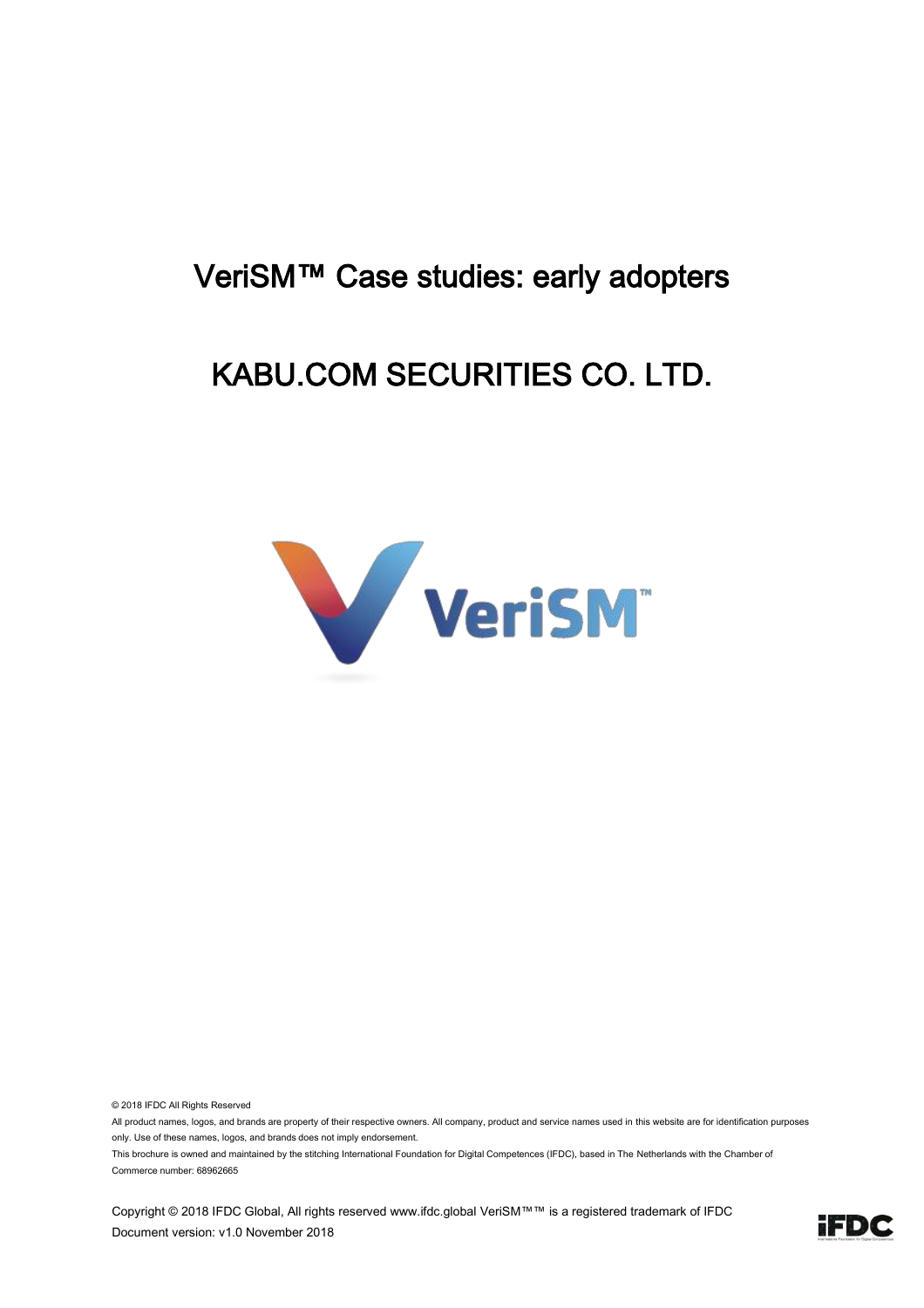# VeriSM™ Case studies: early adopters

# KABU.COM SECURITIES CO. LTD.

© 2018 IFDC All Rights Reserved

All product names, logos, and brands are property of their respective owners. All company, product and service names used in this website are for identification purposes only. Use of these names, logos, and brands does not imply endorsement.

This brochure is owned and maintained by the stitching International Foundation for Digital Competences (IFDC), based in The Netherlands with the Chamber of Commerce number: 68962665

Copyright © 2018 IFDC Global, All rights reserved www.ifdc.global VeriSM™™ is a registered trademark of IFDC

Document version: v1.0 November 2018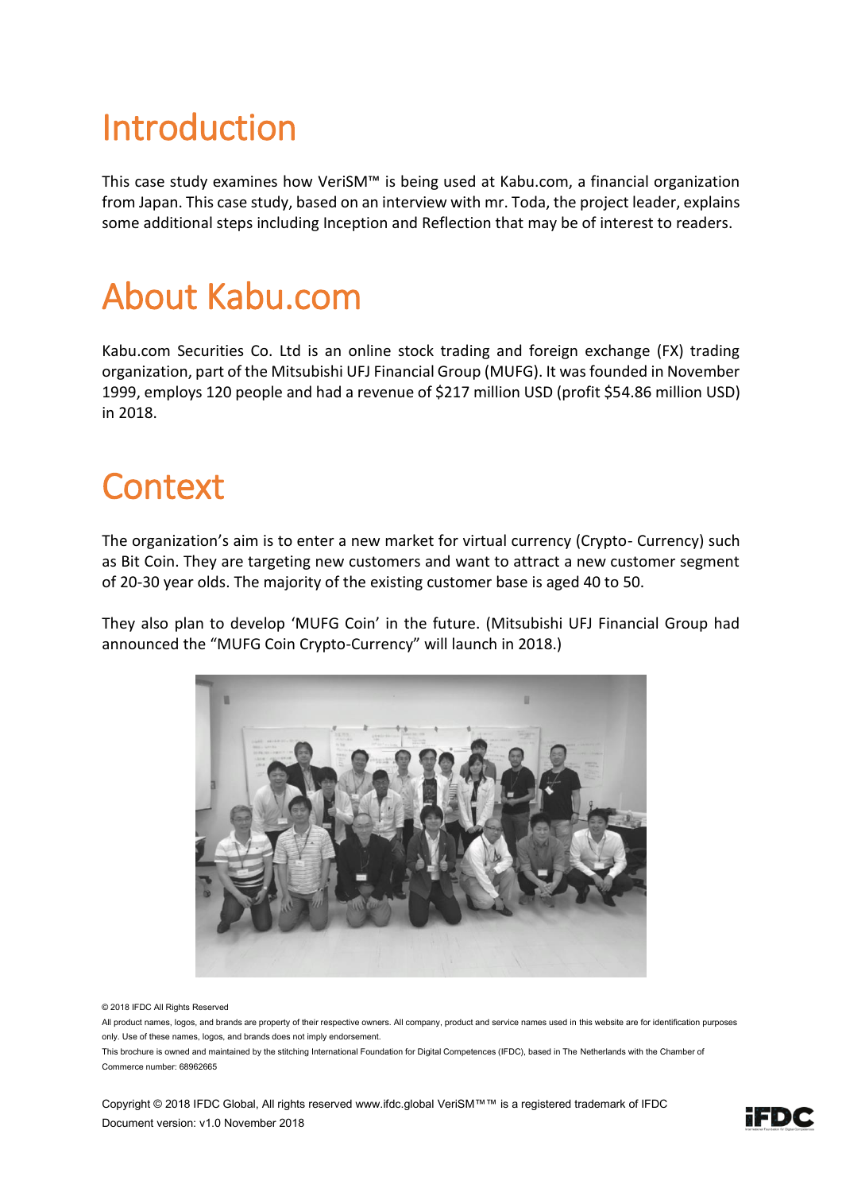# Introduction

This case study examines how VeriSM™ is being used at Kabu.com, a financial organization from Japan. This case study, based on an interview with mr. Toda, the project leader, explains some additional steps including Inception and Reflection that may be of interest to readers.

# About Kabu.com

Kabu.com Securities Co. Ltd is an online stock trading and foreign exchange (FX) trading organization, part of the Mitsubishi UFJ Financial Group (MUFG). It was founded in November 1999, employs 120 people and had a revenue of $217 million USD (profit $54.86 million USD) in 2018.

# Context

The organization's aim is to enter a new market for virtual currency (Crypto- Currency) such as Bit Coin. They are targeting new customers and want to attract a new customer segment of 20-30 year olds. The majority of the existing customer base is aged 40 to 50.

They also plan to develop 'MUFG Coin' in the future. (Mitsubishi UFJ Financial Group had announced the "MUFG Coin Crypto-Currency" will launch in 2018.)

© 2018 IFDC All Rights Reserved

All product names, logos, and brands are property of their respective owners. All company, product and service names used in this website are for identification purposes only. Use of these names, logos, and brands does not imply endorsement.

This brochure is owned and maintained by the stitching International Foundation for Digital Competences (IFDC), based in The Netherlands with the Chamber of Commerce number: 68962665

Copyright © 2018 IFDC Global, All rights reserved www.ifdc.global VeriSM™™ is a registered trademark of IFDC
Document version: v1.0 November 2018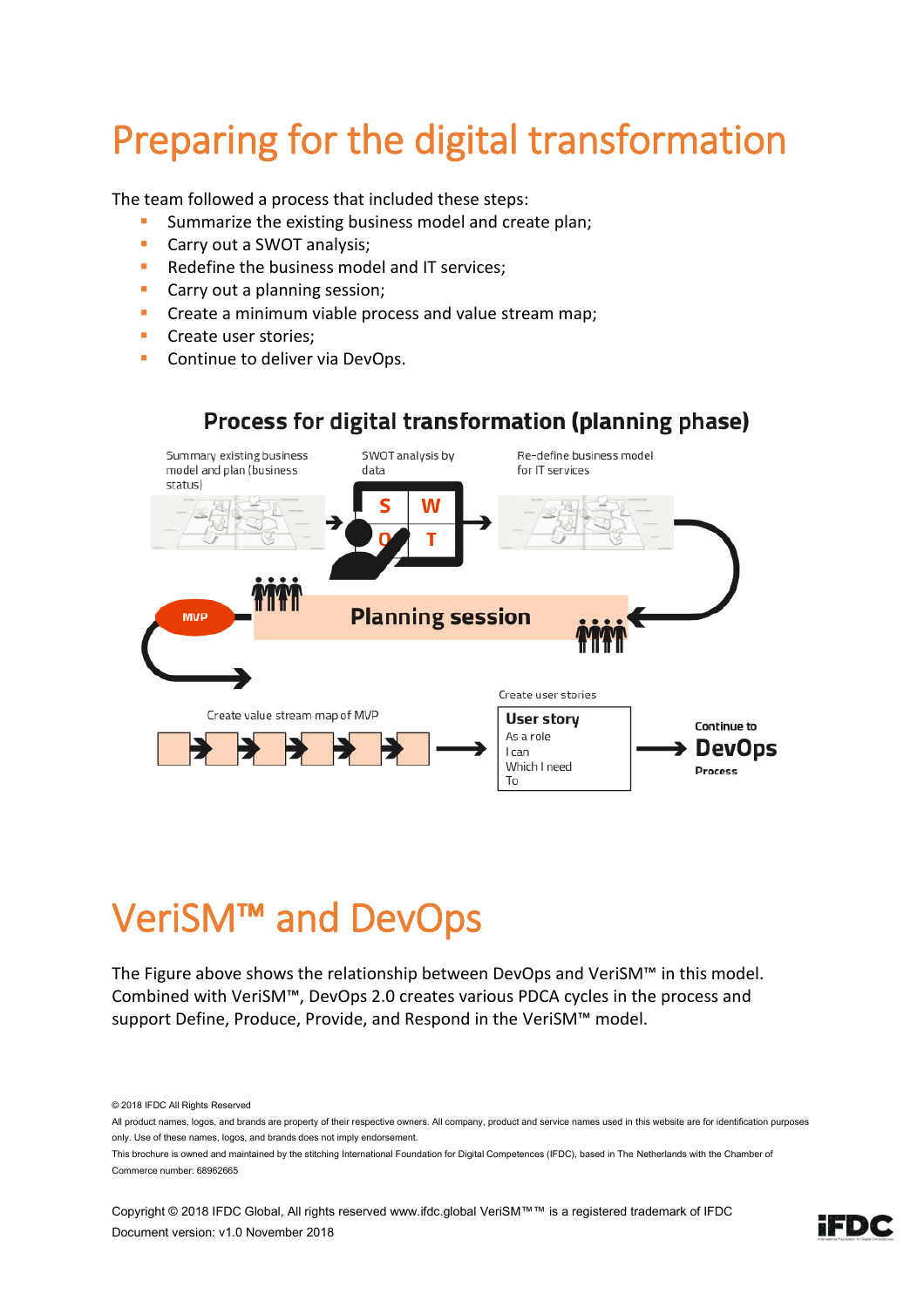# Preparing for the digital transformation

The team followed a process that included these steps:

- Summarize the existing business model and create plan;
- Carry out a SWOT analysis;
- Redefine the business model and IT services;
- Carry out a planning session;
- Create a minimum viable process and value stream map;
- Create user stories;
- Continue to deliver via DevOps.

**Process for digital transformation (planning phase)**

Summary existing business model and plan (business status)

SWOT analysis by data

Re-define business model for IT services

Planning session

MVP

Create value stream map of MVP

Create user stories

**User story**
As a role
I can
Which I need
To

Continue to **DevOps** Process

# VeriSM™ and DevOps

The Figure above shows the relationship between DevOps and VeriSM™ in this model. Combined with VeriSM™, DevOps 2.0 creates various PDCA cycles in the process and support Define, Produce, Provide, and Respond in the VeriSM™ model.

© 2018 IFDC All Rights Reserved

All product names, logos, and brands are property of their respective owners. All company, product and service names used in this website are for identification purposes only. Use of these names, logos, and brands does not imply endorsement.

This brochure is owned and maintained by the stitching International Foundation for Digital Competences (IFDC), based in The Netherlands with the Chamber of Commerce number: 68962665

Copyright © 2018 IFDC Global, All rights reserved www.ifdc.global VeriSM™™ is a registered trademark of IFDC
Document version: v1.0 November 2018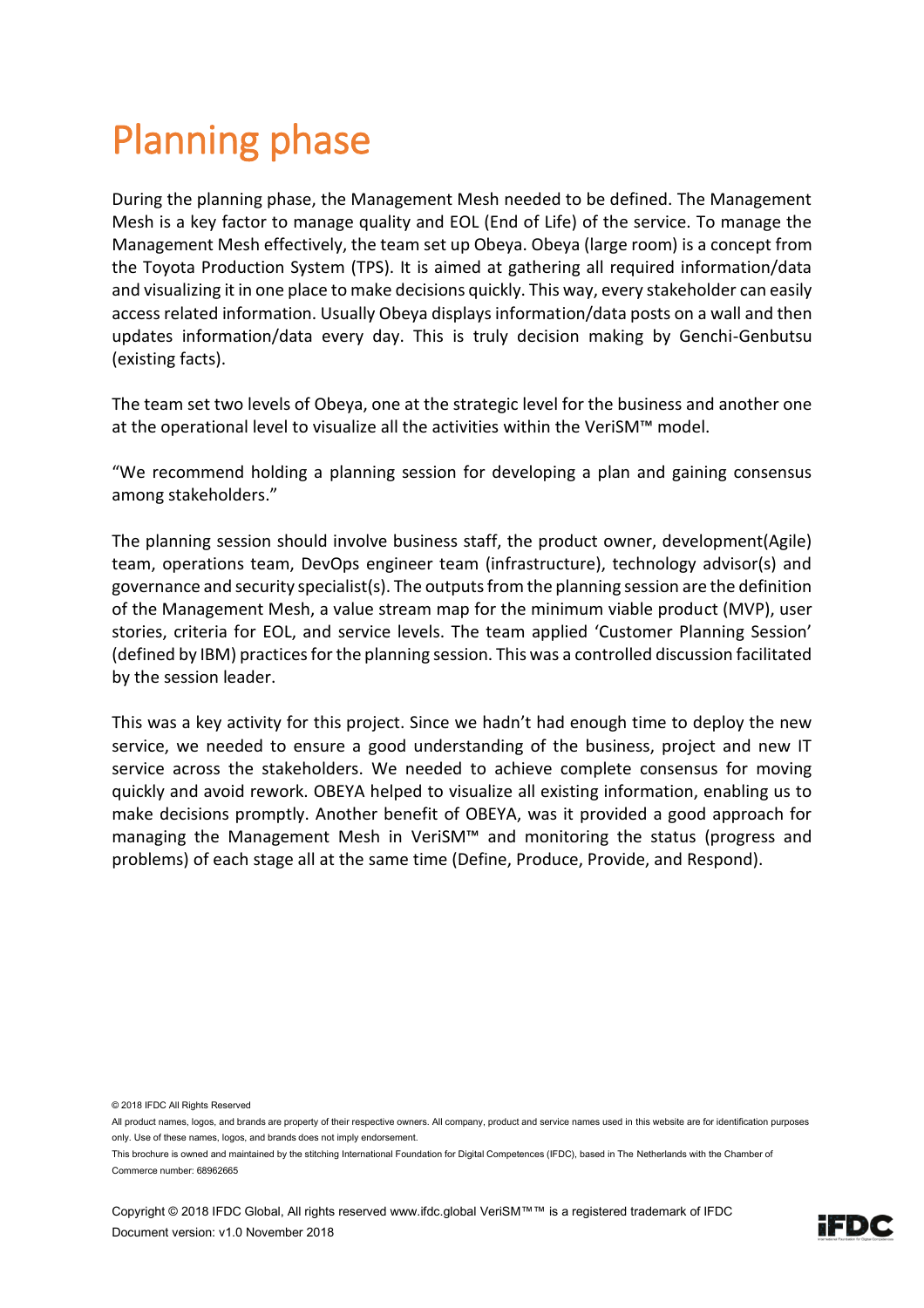# Planning phase

During the planning phase, the Management Mesh needed to be defined. The Management Mesh is a key factor to manage quality and EOL (End of Life) of the service. To manage the Management Mesh effectively, the team set up Obeya. Obeya (large room) is a concept from the Toyota Production System (TPS). It is aimed at gathering all required information/data and visualizing it in one place to make decisions quickly. This way, every stakeholder can easily access related information. Usually Obeya displays information/data posts on a wall and then updates information/data every day. This is truly decision making by Genchi-Genbutsu (existing facts).

The team set two levels of Obeya, one at the strategic level for the business and another one at the operational level to visualize all the activities within the VeriSM™ model.

"We recommend holding a planning session for developing a plan and gaining consensus among stakeholders."

The planning session should involve business staff, the product owner, development(Agile) team, operations team, DevOps engineer team (infrastructure), technology advisor(s) and governance and security specialist(s). The outputs from the planning session are the definition of the Management Mesh, a value stream map for the minimum viable product (MVP), user stories, criteria for EOL, and service levels. The team applied 'Customer Planning Session' (defined by IBM) practices for the planning session. This was a controlled discussion facilitated by the session leader.

This was a key activity for this project. Since we hadn't had enough time to deploy the new service, we needed to ensure a good understanding of the business, project and new IT service across the stakeholders. We needed to achieve complete consensus for moving quickly and avoid rework. OBEYA helped to visualize all existing information, enabling us to make decisions promptly. Another benefit of OBEYA, was it provided a good approach for managing the Management Mesh in VeriSM™ and monitoring the status (progress and problems) of each stage all at the same time (Define, Produce, Provide, and Respond).

© 2018 IFDC All Rights Reserved

All product names, logos, and brands are property of their respective owners. All company, product and service names used in this website are for identification purposes only. Use of these names, logos, and brands does not imply endorsement.

This brochure is owned and maintained by the stitching International Foundation for Digital Competences (IFDC), based in The Netherlands with the Chamber of Commerce number: 68962665

Copyright © 2018 IFDC Global, All rights reserved www.ifdc.global VeriSM™™ is a registered trademark of IFDC
Document version: v1.0 November 2018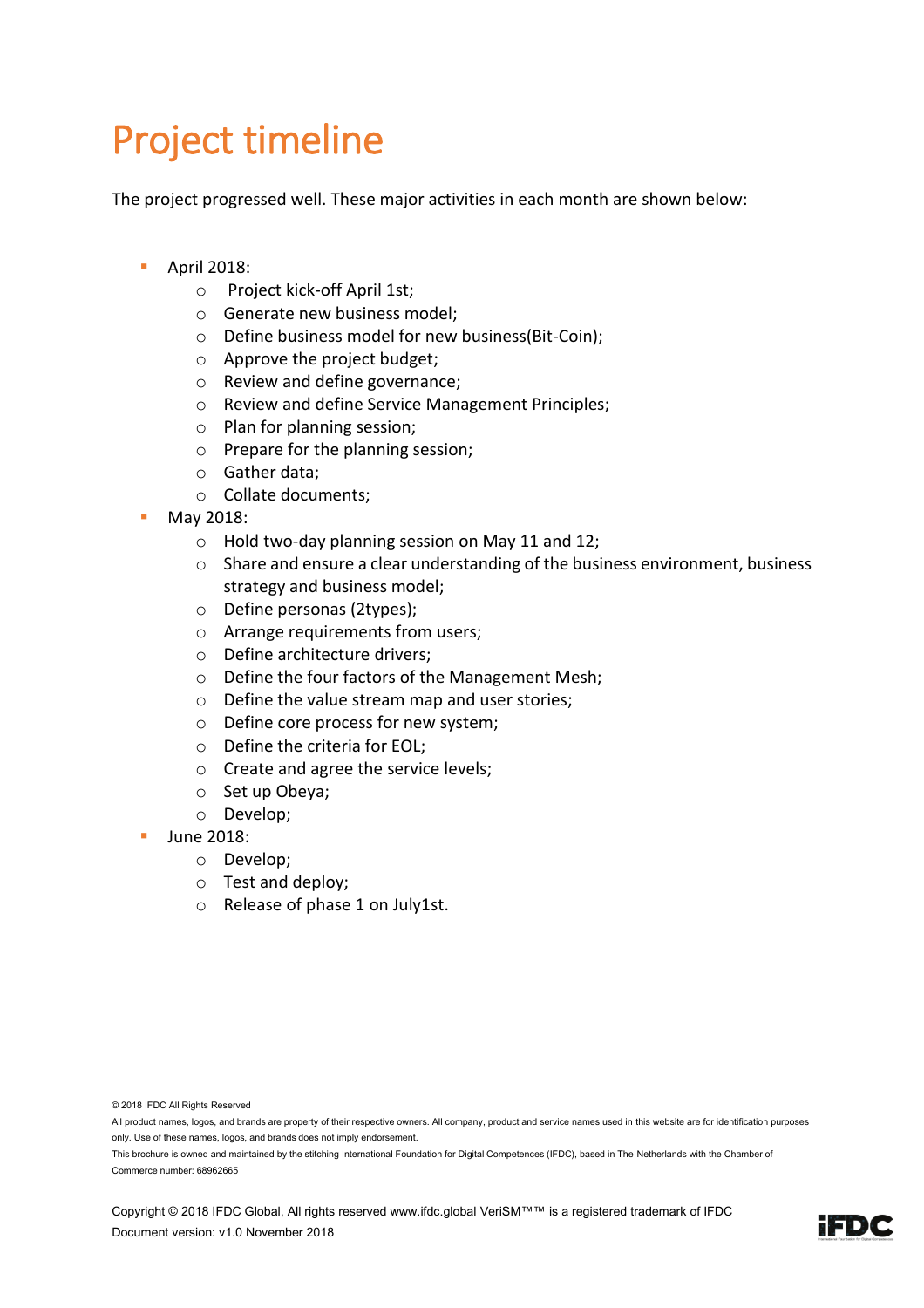# Project timeline

The project progressed well. These major activities in each month are shown below:

- April 2018:
  - Project kick-off April 1st;
  - Generate new business model;
  - Define business model for new business(Bit-Coin);
  - Approve the project budget;
  - Review and define governance;
  - Review and define Service Management Principles;
  - Plan for planning session;
  - Prepare for the planning session;
  - Gather data;
  - Collate documents;
- May 2018:
  - Hold two-day planning session on May 11 and 12;
  - Share and ensure a clear understanding of the business environment, business strategy and business model;
  - Define personas (2types);
  - Arrange requirements from users;
  - Define architecture drivers;
  - Define the four factors of the Management Mesh;
  - Define the value stream map and user stories;
  - Define core process for new system;
  - Define the criteria for EOL;
  - Create and agree the service levels;
  - Set up Obeya;
  - Develop;
- June 2018:
  - Develop;
  - Test and deploy;
  - Release of phase 1 on July1st.

© 2018 IFDC All Rights Reserved

All product names, logos, and brands are property of their respective owners. All company, product and service names used in this website are for identification purposes only. Use of these names, logos, and brands does not imply endorsement.

This brochure is owned and maintained by the stitching International Foundation for Digital Competences (IFDC), based in The Netherlands with the Chamber of Commerce number: 68962665

Copyright © 2018 IFDC Global, All rights reserved www.ifdc.global VeriSM™™ is a registered trademark of IFDC
Document version: v1.0 November 2018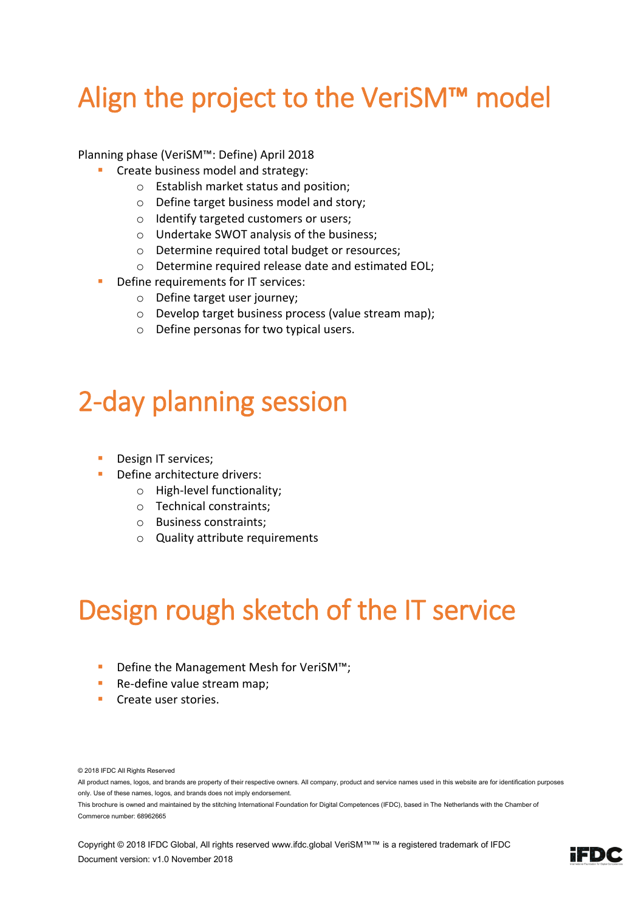# Align the project to the VeriSM™ model

Planning phase (VeriSM™: Define) April 2018

- Create business model and strategy:
    - Establish market status and position;
    - Define target business model and story;
    - Identify targeted customers or users;
    - Undertake SWOT analysis of the business;
    - Determine required total budget or resources;
    - Determine required release date and estimated EOL;
- Define requirements for IT services:
    - Define target user journey;
    - Develop target business process (value stream map);
    - Define personas for two typical users.

# 2-day planning session

- Design IT services;
- Define architecture drivers:
    - High-level functionality;
    - Technical constraints;
    - Business constraints;
    - Quality attribute requirements

# Design rough sketch of the IT service

- Define the Management Mesh for VeriSM™;
- Re-define value stream map;
- Create user stories.

© 2018 IFDC All Rights Reserved

All product names, logos, and brands are property of their respective owners. All company, product and service names used in this website are for identification purposes only. Use of these names, logos, and brands does not imply endorsement.

This brochure is owned and maintained by the stitching International Foundation for Digital Competences (IFDC), based in The Netherlands with the Chamber of Commerce number: 68962665

Copyright © 2018 IFDC Global, All rights reserved www.ifdc.global VeriSM™™ is a registered trademark of IFDC
Document version: v1.0 November 2018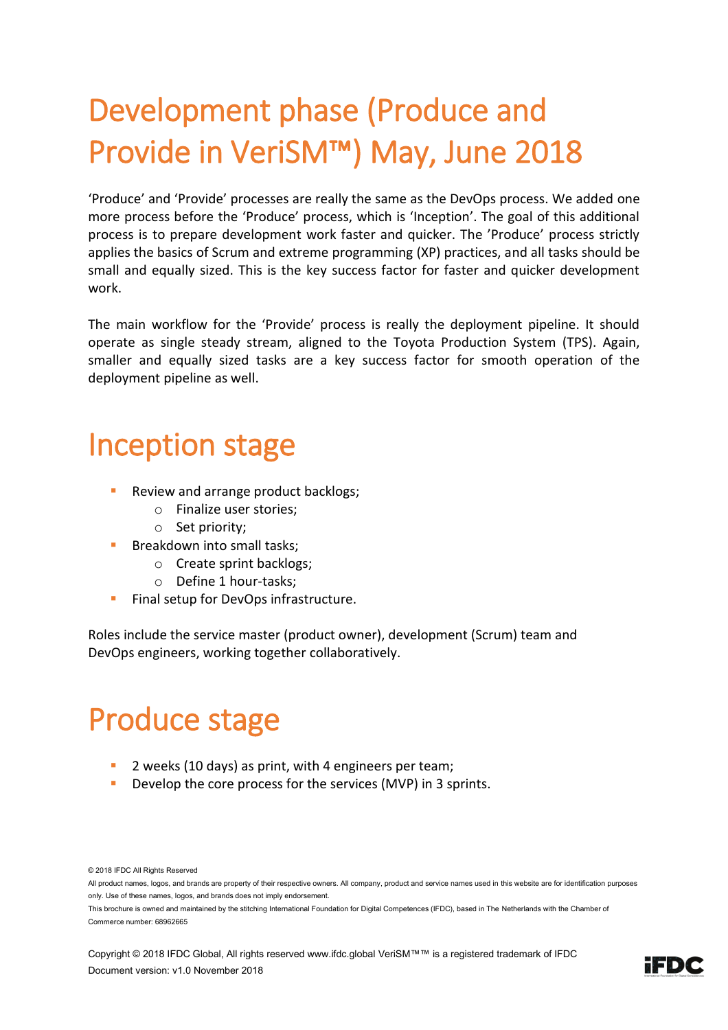# Development phase (Produce and Provide in VeriSM™) May, June 2018

'Produce' and 'Provide' processes are really the same as the DevOps process. We added one more process before the 'Produce' process, which is 'Inception'. The goal of this additional process is to prepare development work faster and quicker. The 'Produce' process strictly applies the basics of Scrum and extreme programming (XP) practices, and all tasks should be small and equally sized. This is the key success factor for faster and quicker development work.

The main workflow for the 'Provide' process is really the deployment pipeline. It should operate as single steady stream, aligned to the Toyota Production System (TPS). Again, smaller and equally sized tasks are a key success factor for smooth operation of the deployment pipeline as well.

# Inception stage

- Review and arrange product backlogs;
  - Finalize user stories;
  - Set priority;
- Breakdown into small tasks;
  - Create sprint backlogs;
  - Define 1 hour-tasks;
- Final setup for DevOps infrastructure.

Roles include the service master (product owner), development (Scrum) team and DevOps engineers, working together collaboratively.

# Produce stage

- 2 weeks (10 days) as print, with 4 engineers per team;
- Develop the core process for the services (MVP) in 3 sprints.

© 2018 IFDC All Rights Reserved

All product names, logos, and brands are property of their respective owners. All company, product and service names used in this website are for identification purposes only. Use of these names, logos, and brands does not imply endorsement.

This brochure is owned and maintained by the stitching International Foundation for Digital Competences (IFDC), based in The Netherlands with the Chamber of Commerce number: 68962665

Copyright © 2018 IFDC Global, All rights reserved www.ifdc.global VeriSM™™ is a registered trademark of IFDC
Document version: v1.0 November 2018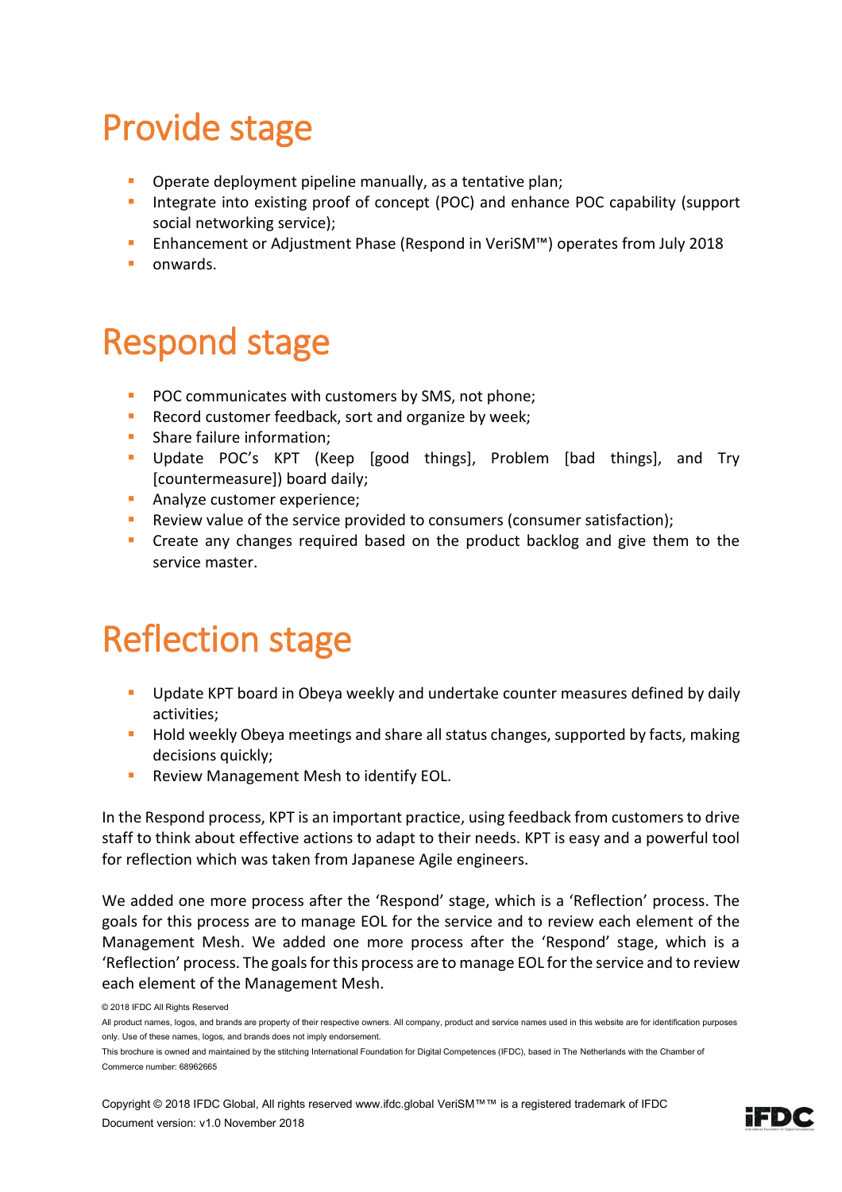# Provide stage

- Operate deployment pipeline manually, as a tentative plan;
- Integrate into existing proof of concept (POC) and enhance POC capability (support social networking service);
- Enhancement or Adjustment Phase (Respond in VeriSM™) operates from July 2018
- onwards.

# Respond stage

- POC communicates with customers by SMS, not phone;
- Record customer feedback, sort and organize by week;
- Share failure information;
- Update POC's KPT (Keep [good things], Problem [bad things], and Try [countermeasure]) board daily;
- Analyze customer experience;
- Review value of the service provided to consumers (consumer satisfaction);
- Create any changes required based on the product backlog and give them to the service master.

# Reflection stage

- Update KPT board in Obeya weekly and undertake counter measures defined by daily activities;
- Hold weekly Obeya meetings and share all status changes, supported by facts, making decisions quickly;
- Review Management Mesh to identify EOL.

In the Respond process, KPT is an important practice, using feedback from customers to drive staff to think about effective actions to adapt to their needs. KPT is easy and a powerful tool for reflection which was taken from Japanese Agile engineers.

We added one more process after the 'Respond' stage, which is a 'Reflection' process. The goals for this process are to manage EOL for the service and to review each element of the Management Mesh. We added one more process after the 'Respond' stage, which is a 'Reflection' process. The goals for this process are to manage EOL for the service and to review each element of the Management Mesh.

© 2018 IFDC All Rights Reserved

All product names, logos, and brands are property of their respective owners. All company, product and service names used in this website are for identification purposes only. Use of these names, logos, and brands does not imply endorsement.

This brochure is owned and maintained by the stitching International Foundation for Digital Competences (IFDC), based in The Netherlands with the Chamber of Commerce number: 68962665

Copyright © 2018 IFDC Global, All rights reserved www.ifdc.global VeriSM™™ is a registered trademark of IFDC
Document version: v1.0 November 2018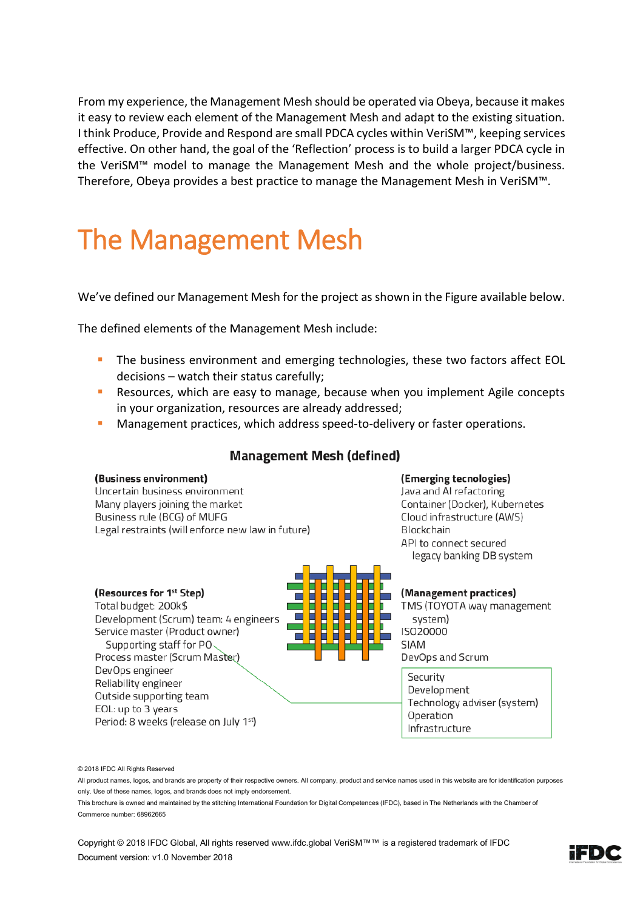From my experience, the Management Mesh should be operated via Obeya, because it makes it easy to review each element of the Management Mesh and adapt to the existing situation. I think Produce, Provide and Respond are small PDCA cycles within VeriSM™, keeping services effective. On other hand, the goal of the 'Reflection' process is to build a larger PDCA cycle in the VeriSM™ model to manage the Management Mesh and the whole project/business. Therefore, Obeya provides a best practice to manage the Management Mesh in VeriSM™.

# The Management Mesh

We've defined our Management Mesh for the project as shown in the Figure available below.

The defined elements of the Management Mesh include:

- The business environment and emerging technologies, these two factors affect EOL decisions – watch their status carefully;
- Resources, which are easy to manage, because when you implement Agile concepts in your organization, resources are already addressed;
- Management practices, which address speed-to-delivery or faster operations.

**Management Mesh (defined)**

**(Business environment)**
Uncertain business environment
Many players joining the market
Business rule (BCG) of MUFG
Legal restraints (will enforce new law in future)

**(Emerging tecnologies)**
Java and AI refactoring
Container (Docker), Kubernetes
Cloud infrastructure (AWS)
Blockchain
API to connect secured legacy banking DB system

**(Resources for 1st Step)**
Total budget: 200k$
Development (Scrum) team: 4 engineers
Service master (Product owner)
Supporting staff for PO
Process master (Scrum Master)
DevOps engineer
Reliability engineer
Outside supporting team
EOL: up to 3 years
Period: 8 weeks (release on July 1st)

**(Management practices)**
TMS (TOYOTA way management system)
ISO20000
SIAM
DevOps and Scrum

Security
Development
Technology adviser (system)
Operation
Infrastructure

© 2018 IFDC All Rights Reserved

All product names, logos, and brands are property of their respective owners. All company, product and service names used in this website are for identification purposes only. Use of these names, logos, and brands does not imply endorsement.

This brochure is owned and maintained by the stitching International Foundation for Digital Competences (IFDC), based in The Netherlands with the Chamber of Commerce number: 68962665

Copyright © 2018 IFDC Global, All rights reserved www.ifdc.global VeriSM™™ is a registered trademark of IFDC
Document version: v1.0 November 2018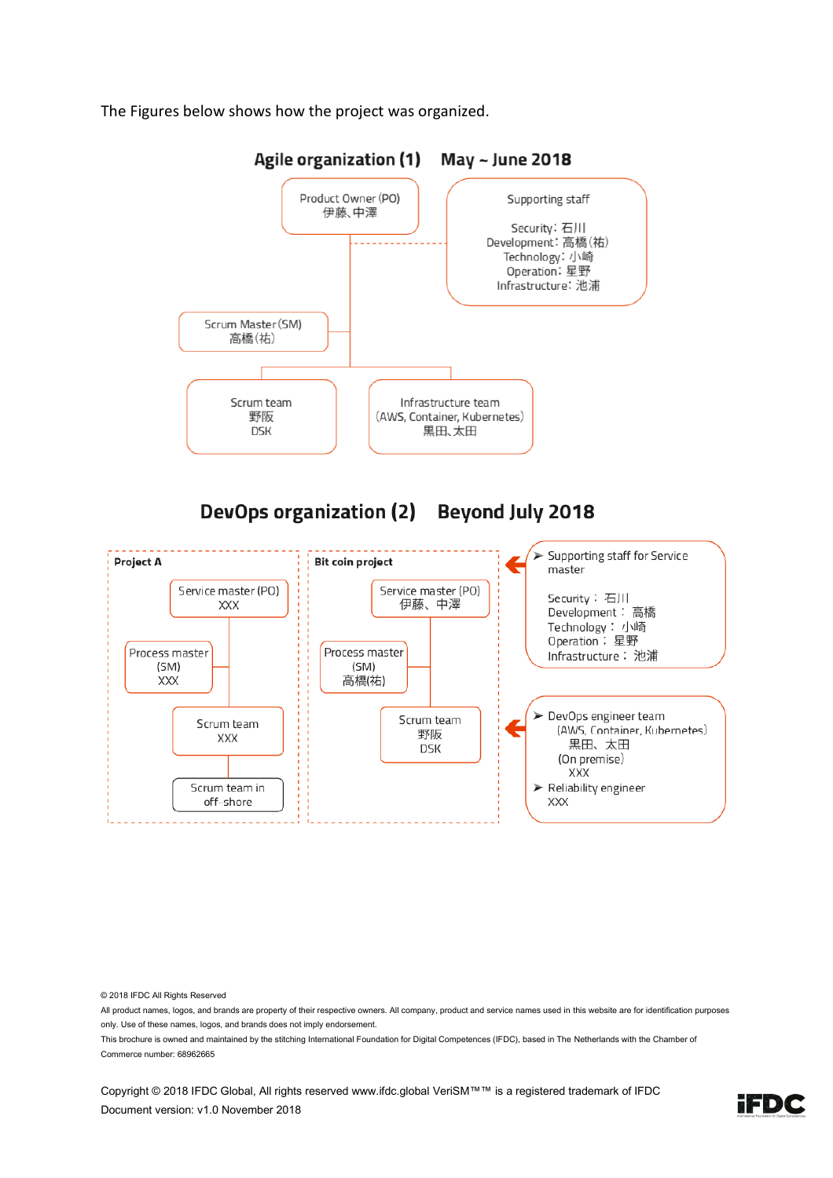The Figures below shows how the project was organized.

## Agile organization (1)　May ~ June 2018

Product Owner (PO)
伊藤、中澤

Supporting staff

Security: 石川
Development: 高橋(祐)
Technology: 小崎
Operation: 星野
Infrastructure: 池浦

Scrum Master (SM)
高橋(祐)

Scrum team
野阪
DSK

Infrastructure team
(AWS, Container, Kubernetes)
黒田、太田

## DevOps organization (2)　Beyond July 2018

**Project A**

Service master (PO)
XXX

Process master
(SM)
XXX

Scrum team
XXX

Scrum team in
off-shore

**Bit coin project**

Service master (PO)
伊藤、中澤

Process master
(SM)
高橋(祐)

Scrum team
野阪
DSK

- Supporting staff for Service master

  Security：石川
  Development：高橋
  Technology：小崎
  Operation：星野
  Infrastructure：池浦

- DevOps engineer team
  (AWS, Container, Kubernetes)
  黒田、太田
  (On premise)
  XXX
- Reliability engineer
  XXX

© 2018 IFDC All Rights Reserved

All product names, logos, and brands are property of their respective owners. All company, product and service names used in this website are for identification purposes only. Use of these names, logos, and brands does not imply endorsement.

This brochure is owned and maintained by the stitching International Foundation for Digital Competences (IFDC), based in The Netherlands with the Chamber of Commerce number: 68962665

Copyright © 2018 IFDC Global, All rights reserved www.ifdc.global VeriSM™™ is a registered trademark of IFDC
Document version: v1.0 November 2018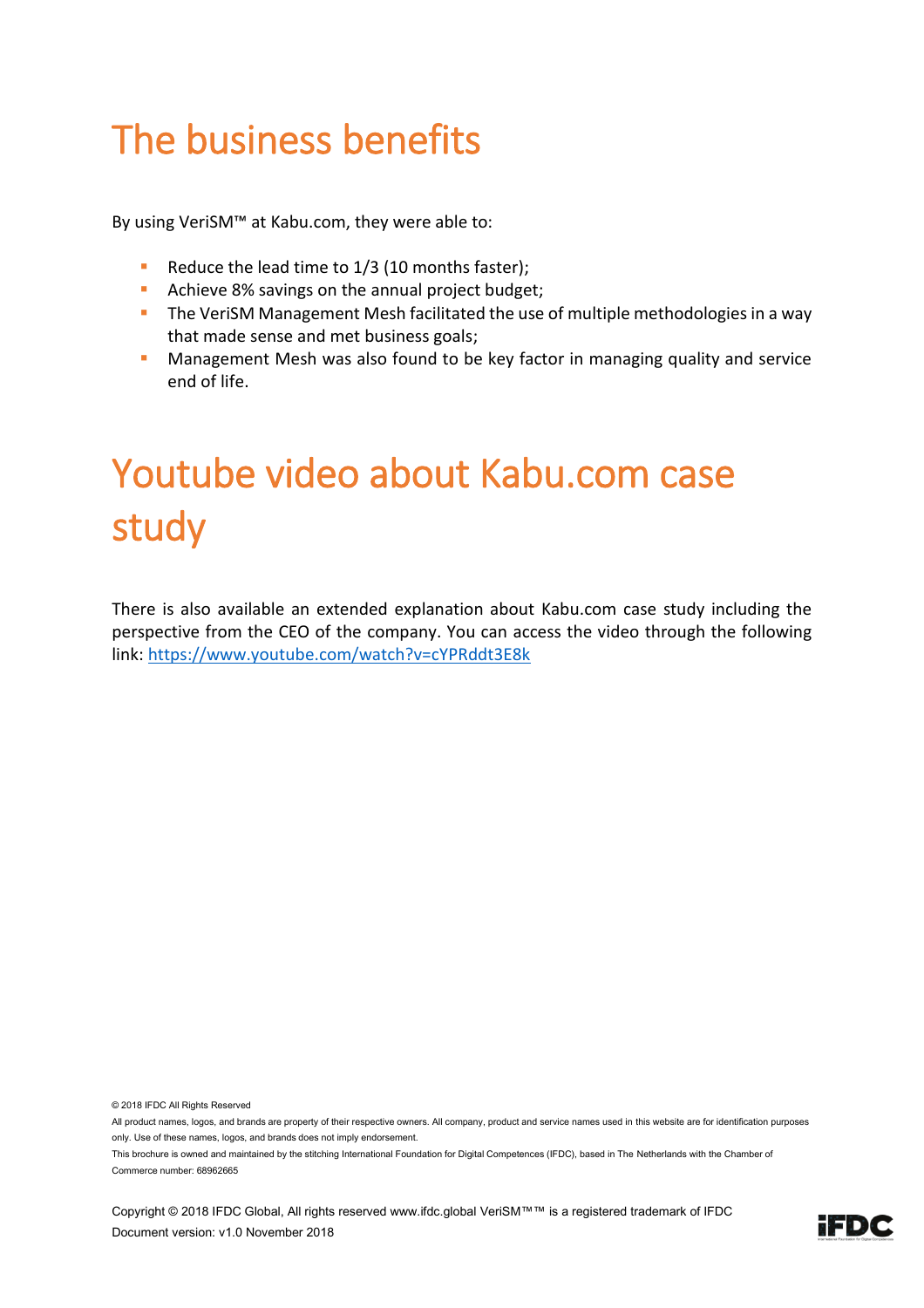# The business benefits

By using VeriSM™ at Kabu.com, they were able to:

- Reduce the lead time to 1/3 (10 months faster);
- Achieve 8% savings on the annual project budget;
- The VeriSM Management Mesh facilitated the use of multiple methodologies in a way that made sense and met business goals;
- Management Mesh was also found to be key factor in managing quality and service end of life.

# Youtube video about Kabu.com case study

There is also available an extended explanation about Kabu.com case study including the perspective from the CEO of the company. You can access the video through the following link: https://www.youtube.com/watch?v=cYPRddt3E8k

© 2018 IFDC All Rights Reserved

All product names, logos, and brands are property of their respective owners. All company, product and service names used in this website are for identification purposes only. Use of these names, logos, and brands does not imply endorsement.

This brochure is owned and maintained by the stitching International Foundation for Digital Competences (IFDC), based in The Netherlands with the Chamber of Commerce number: 68962665

Copyright © 2018 IFDC Global, All rights reserved www.ifdc.global VeriSM™™ is a registered trademark of IFDC
Document version: v1.0 November 2018